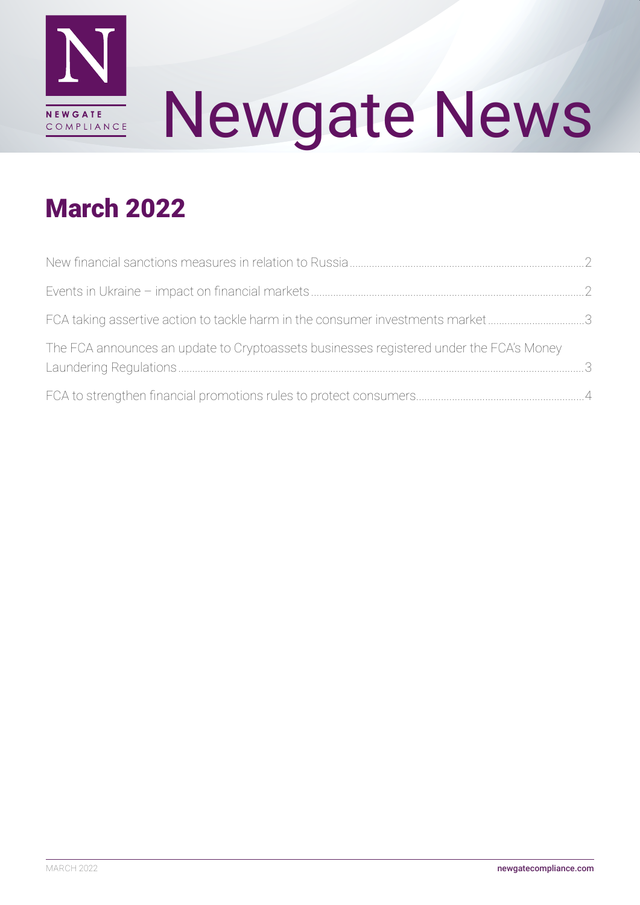NEWGATE COMPLIANCE

# Newgate News

## March 2022

New financial sanctions measures in relation to Russia .......... 2

Events in Ukraine – impact on financial markets .......... 2

FCA taking assertive action to tackle harm in the consumer investments market .......... 3

The FCA announces an update to Cryptoassets businesses registered under the FCA's Money Laundering Regulations .......... 3

FCA to strengthen financial promotions rules to protect consumers .......... 4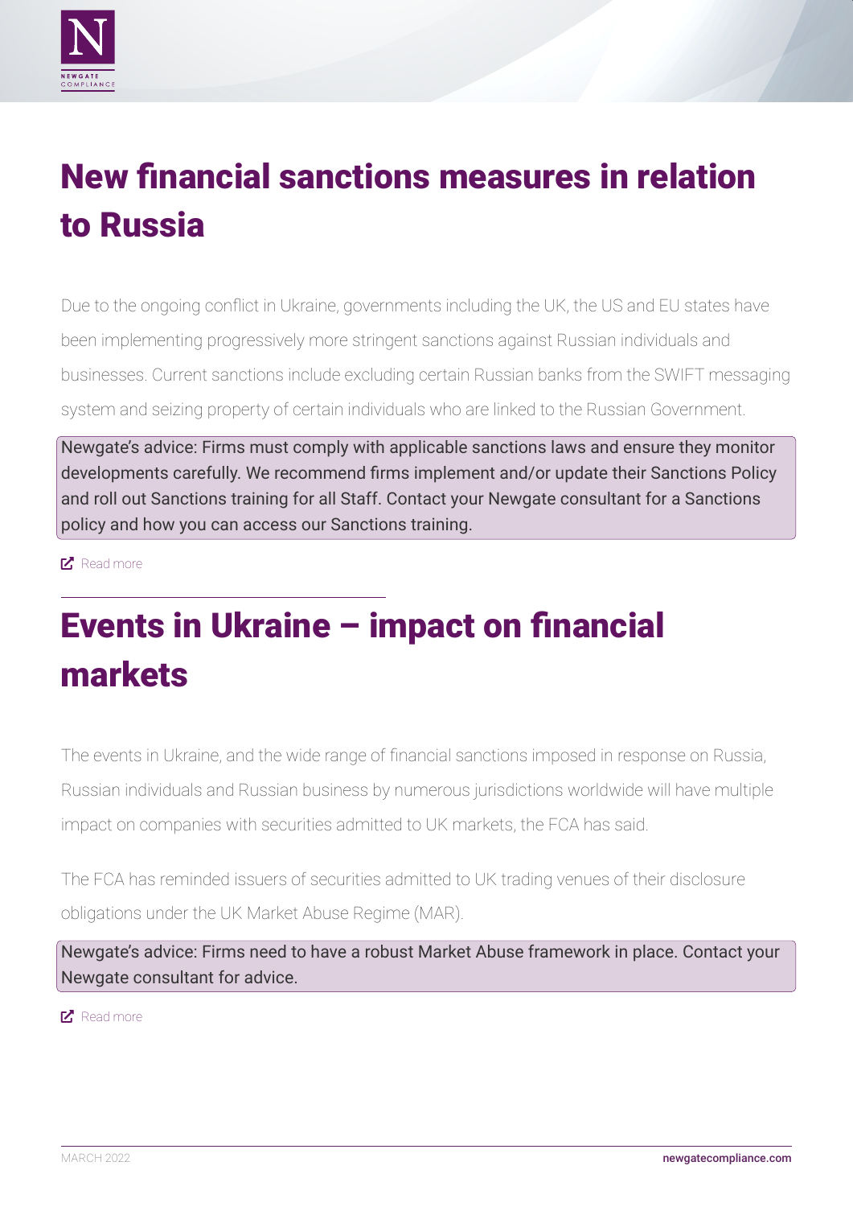# New financial sanctions measures in relation to Russia

Due to the ongoing conflict in Ukraine, governments including the UK, the US and EU states have been implementing progressively more stringent sanctions against Russian individuals and businesses. Current sanctions include excluding certain Russian banks from the SWIFT messaging system and seizing property of certain individuals who are linked to the Russian Government.

Newgate's advice: Firms must comply with applicable sanctions laws and ensure they monitor developments carefully. We recommend firms implement and/or update their Sanctions Policy and roll out Sanctions training for all Staff. Contact your Newgate consultant for a Sanctions policy and how you can access our Sanctions training.

Read more

# Events in Ukraine – impact on financial markets

The events in Ukraine, and the wide range of financial sanctions imposed in response on Russia, Russian individuals and Russian business by numerous jurisdictions worldwide will have multiple impact on companies with securities admitted to UK markets, the FCA has said.

The FCA has reminded issuers of securities admitted to UK trading venues of their disclosure obligations under the UK Market Abuse Regime (MAR).

Newgate's advice: Firms need to have a robust Market Abuse framework in place. Contact your Newgate consultant for advice.

Read more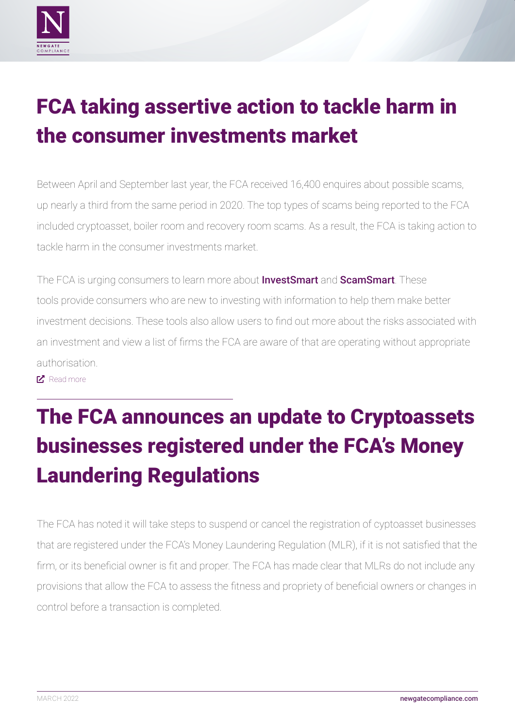# FCA taking assertive action to tackle harm in the consumer investments market

Between April and September last year, the FCA received 16,400 enquires about possible scams, up nearly a third from the same period in 2020. The top types of scams being reported to the FCA included cryptoasset, boiler room and recovery room scams. As a result, the FCA is taking action to tackle harm in the consumer investments market.

The FCA is urging consumers to learn more about **InvestSmart** and **ScamSmart**. These tools provide consumers who are new to investing with information to help them make better investment decisions. These tools also allow users to find out more about the risks associated with an investment and view a list of firms the FCA are aware of that are operating without appropriate authorisation.

Read more

# The FCA announces an update to Cryptoassets businesses registered under the FCA's Money Laundering Regulations

The FCA has noted it will take steps to suspend or cancel the registration of cyptoasset businesses that are registered under the FCA's Money Laundering Regulation (MLR), if it is not satisfied that the firm, or its beneficial owner is fit and proper. The FCA has made clear that MLRs do not include any provisions that allow the FCA to assess the fitness and propriety of beneficial owners or changes in control before a transaction is completed.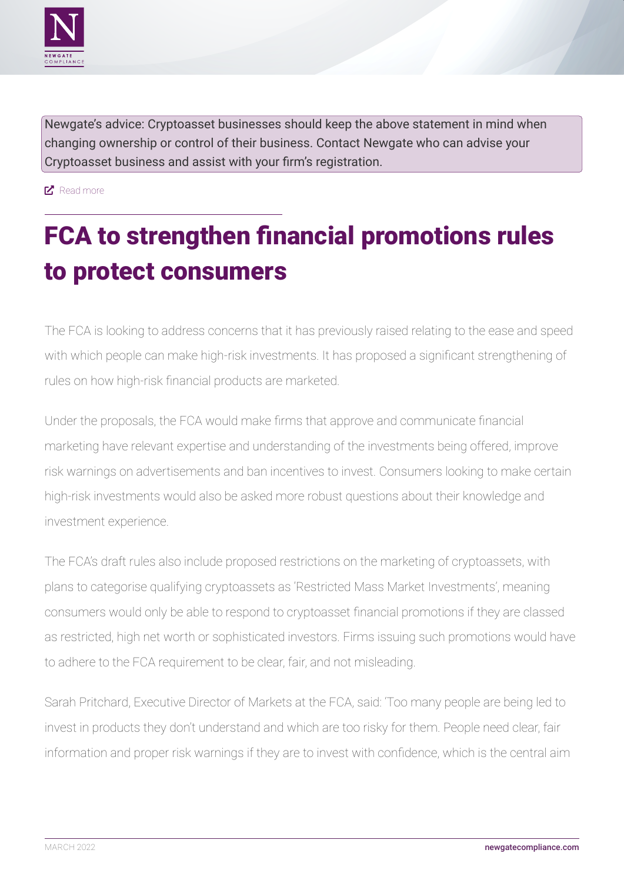Newgate's advice: Cryptoasset businesses should keep the above statement in mind when changing ownership or control of their business. Contact Newgate who can advise your Cryptoasset business and assist with your firm's registration.

Read more

# FCA to strengthen financial promotions rules to protect consumers

The FCA is looking to address concerns that it has previously raised relating to the ease and speed with which people can make high-risk investments. It has proposed a significant strengthening of rules on how high-risk financial products are marketed.

Under the proposals, the FCA would make firms that approve and communicate financial marketing have relevant expertise and understanding of the investments being offered, improve risk warnings on advertisements and ban incentives to invest. Consumers looking to make certain high-risk investments would also be asked more robust questions about their knowledge and investment experience.

The FCA's draft rules also include proposed restrictions on the marketing of cryptoassets, with plans to categorise qualifying cryptoassets as 'Restricted Mass Market Investments', meaning consumers would only be able to respond to cryptoasset financial promotions if they are classed as restricted, high net worth or sophisticated investors. Firms issuing such promotions would have to adhere to the FCA requirement to be clear, fair, and not misleading.

Sarah Pritchard, Executive Director of Markets at the FCA, said: 'Too many people are being led to invest in products they don't understand and which are too risky for them. People need clear, fair information and proper risk warnings if they are to invest with confidence, which is the central aim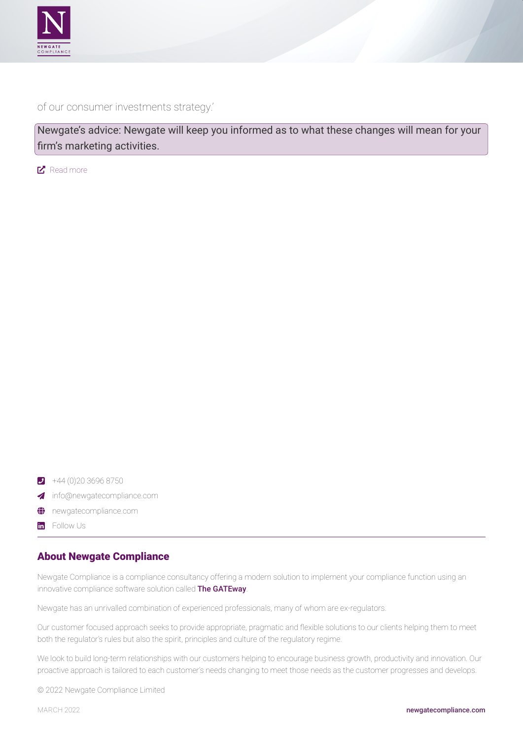of our consumer investments strategy.'

Newgate's advice: Newgate will keep you informed as to what these changes will mean for your firm's marketing activities.

Read more

+44 (0)20 3696 8750

info@newgatecompliance.com

newgatecompliance.com

Follow Us

## About Newgate Compliance

Newgate Compliance is a compliance consultancy offering a modern solution to implement your compliance function using an innovative compliance software solution called **The GATEway**.

Newgate has an unrivalled combination of experienced professionals, many of whom are ex-regulators.

Our customer focused approach seeks to provide appropriate, pragmatic and flexible solutions to our clients helping them to meet both the regulator's rules but also the spirit, principles and culture of the regulatory regime.

We look to build long-term relationships with our customers helping to encourage business growth, productivity and innovation. Our proactive approach is tailored to each customer's needs changing to meet those needs as the customer progresses and develops.

© 2022 Newgate Compliance Limited